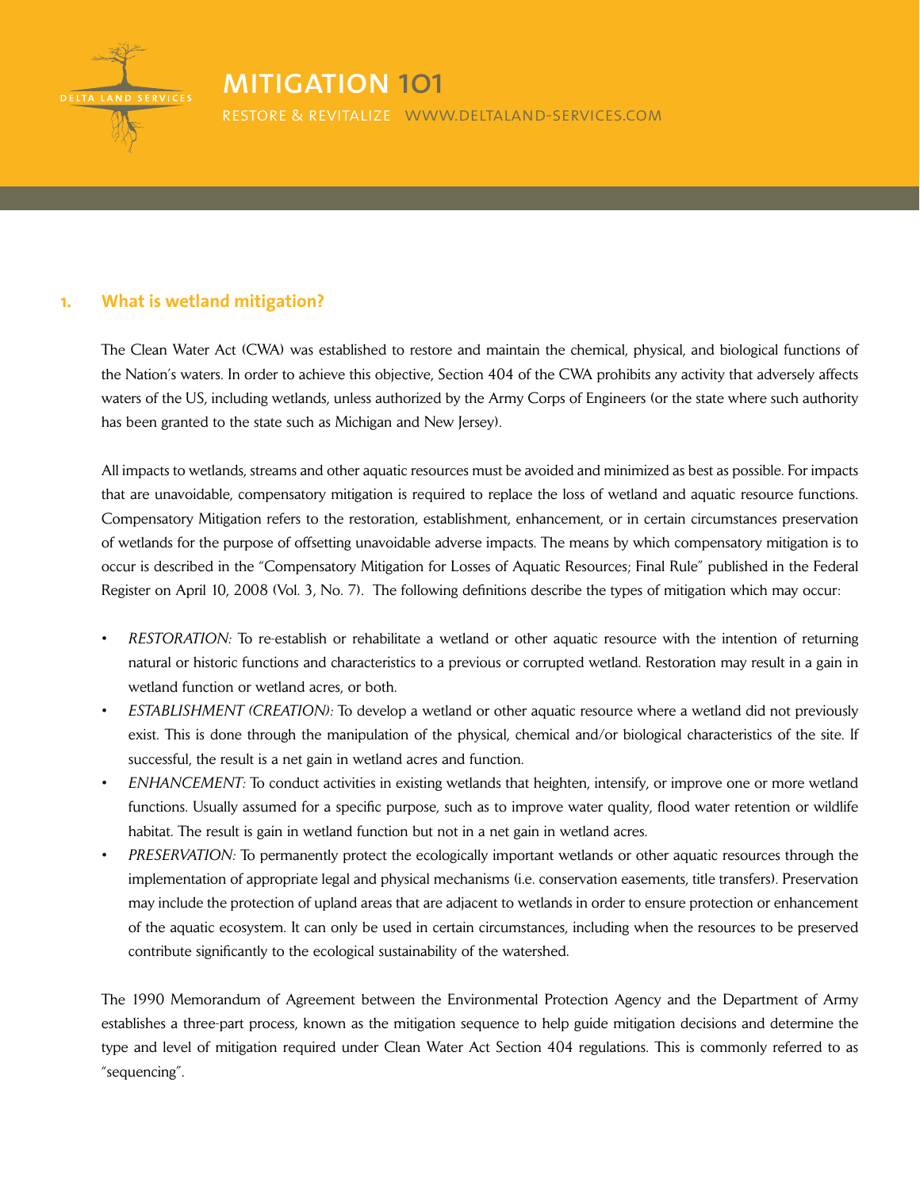# MITIGATION 101

RESTORE & REVITALIZE WWW.DELTALAND-SERVICES.COM

## 1. What is wetland mitigation?

The Clean Water Act (CWA) was established to restore and maintain the chemical, physical, and biological functions of the Nation's waters. In order to achieve this objective, Section 404 of the CWA prohibits any activity that adversely affects waters of the US, including wetlands, unless authorized by the Army Corps of Engineers (or the state where such authority has been granted to the state such as Michigan and New Jersey).

All impacts to wetlands, streams and other aquatic resources must be avoided and minimized as best as possible. For impacts that are unavoidable, compensatory mitigation is required to replace the loss of wetland and aquatic resource functions. Compensatory Mitigation refers to the restoration, establishment, enhancement, or in certain circumstances preservation of wetlands for the purpose of offsetting unavoidable adverse impacts. The means by which compensatory mitigation is to occur is described in the "Compensatory Mitigation for Losses of Aquatic Resources; Final Rule" published in the Federal Register on April 10, 2008 (Vol. 3, No. 7). The following definitions describe the types of mitigation which may occur:

- *RESTORATION:* To re-establish or rehabilitate a wetland or other aquatic resource with the intention of returning natural or historic functions and characteristics to a previous or corrupted wetland. Restoration may result in a gain in wetland function or wetland acres, or both.
- *ESTABLISHMENT (CREATION):* To develop a wetland or other aquatic resource where a wetland did not previously exist. This is done through the manipulation of the physical, chemical and/or biological characteristics of the site. If successful, the result is a net gain in wetland acres and function.
- *ENHANCEMENT:* To conduct activities in existing wetlands that heighten, intensify, or improve one or more wetland functions. Usually assumed for a specific purpose, such as to improve water quality, flood water retention or wildlife habitat. The result is gain in wetland function but not in a net gain in wetland acres.
- *PRESERVATION:* To permanently protect the ecologically important wetlands or other aquatic resources through the implementation of appropriate legal and physical mechanisms (i.e. conservation easements, title transfers). Preservation may include the protection of upland areas that are adjacent to wetlands in order to ensure protection or enhancement of the aquatic ecosystem. It can only be used in certain circumstances, including when the resources to be preserved contribute significantly to the ecological sustainability of the watershed.

The 1990 Memorandum of Agreement between the Environmental Protection Agency and the Department of Army establishes a three-part process, known as the mitigation sequence to help guide mitigation decisions and determine the type and level of mitigation required under Clean Water Act Section 404 regulations. This is commonly referred to as "sequencing".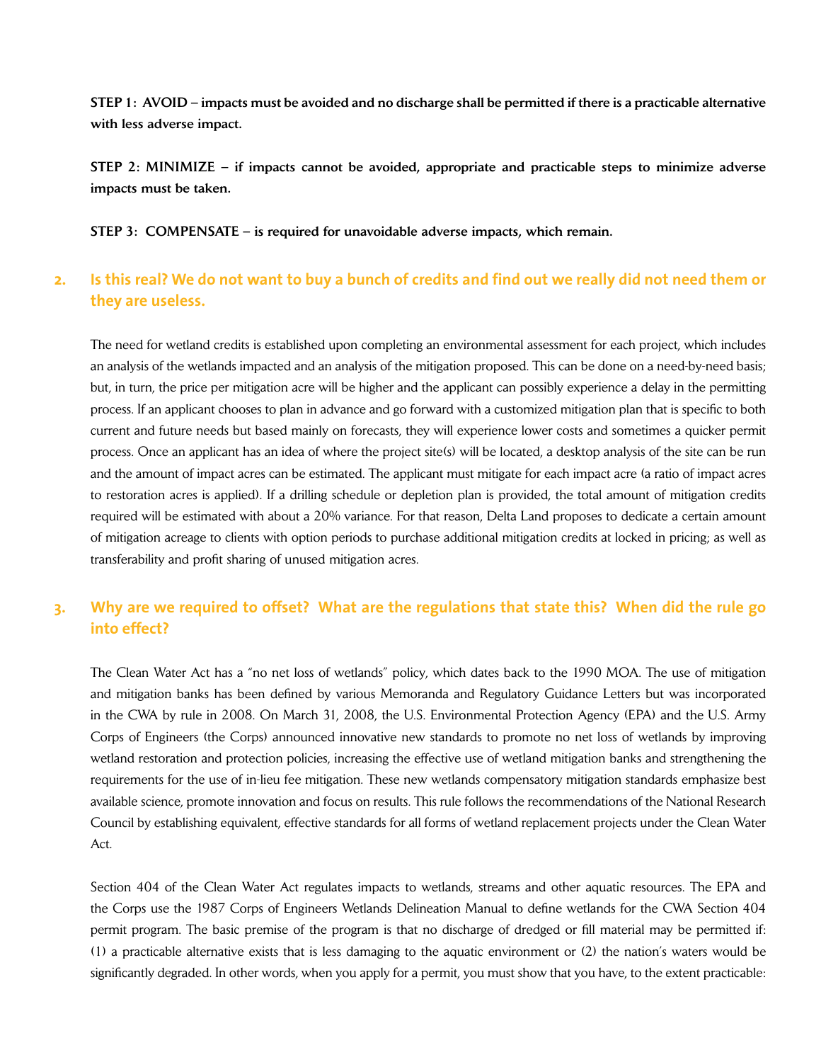**STEP 1: AVOID – impacts must be avoided and no discharge shall be permitted if there is a practicable alternative with less adverse impact.**

**STEP 2: MINIMIZE – if impacts cannot be avoided, appropriate and practicable steps to minimize adverse impacts must be taken.**

**STEP 3: COMPENSATE – is required for unavoidable adverse impacts, which remain.**

## 2. Is this real? We do not want to buy a bunch of credits and find out we really did not need them or they are useless.

The need for wetland credits is established upon completing an environmental assessment for each project, which includes an analysis of the wetlands impacted and an analysis of the mitigation proposed. This can be done on a need-by-need basis; but, in turn, the price per mitigation acre will be higher and the applicant can possibly experience a delay in the permitting process. If an applicant chooses to plan in advance and go forward with a customized mitigation plan that is specific to both current and future needs but based mainly on forecasts, they will experience lower costs and sometimes a quicker permit process. Once an applicant has an idea of where the project site(s) will be located, a desktop analysis of the site can be run and the amount of impact acres can be estimated. The applicant must mitigate for each impact acre (a ratio of impact acres to restoration acres is applied). If a drilling schedule or depletion plan is provided, the total amount of mitigation credits required will be estimated with about a 20% variance. For that reason, Delta Land proposes to dedicate a certain amount of mitigation acreage to clients with option periods to purchase additional mitigation credits at locked in pricing; as well as transferability and profit sharing of unused mitigation acres.

## 3. Why are we required to offset? What are the regulations that state this? When did the rule go into effect?

The Clean Water Act has a "no net loss of wetlands" policy, which dates back to the 1990 MOA. The use of mitigation and mitigation banks has been defined by various Memoranda and Regulatory Guidance Letters but was incorporated in the CWA by rule in 2008. On March 31, 2008, the U.S. Environmental Protection Agency (EPA) and the U.S. Army Corps of Engineers (the Corps) announced innovative new standards to promote no net loss of wetlands by improving wetland restoration and protection policies, increasing the effective use of wetland mitigation banks and strengthening the requirements for the use of in-lieu fee mitigation. These new wetlands compensatory mitigation standards emphasize best available science, promote innovation and focus on results. This rule follows the recommendations of the National Research Council by establishing equivalent, effective standards for all forms of wetland replacement projects under the Clean Water Act.

Section 404 of the Clean Water Act regulates impacts to wetlands, streams and other aquatic resources. The EPA and the Corps use the 1987 Corps of Engineers Wetlands Delineation Manual to define wetlands for the CWA Section 404 permit program. The basic premise of the program is that no discharge of dredged or fill material may be permitted if: (1) a practicable alternative exists that is less damaging to the aquatic environment or (2) the nation's waters would be significantly degraded. In other words, when you apply for a permit, you must show that you have, to the extent practicable: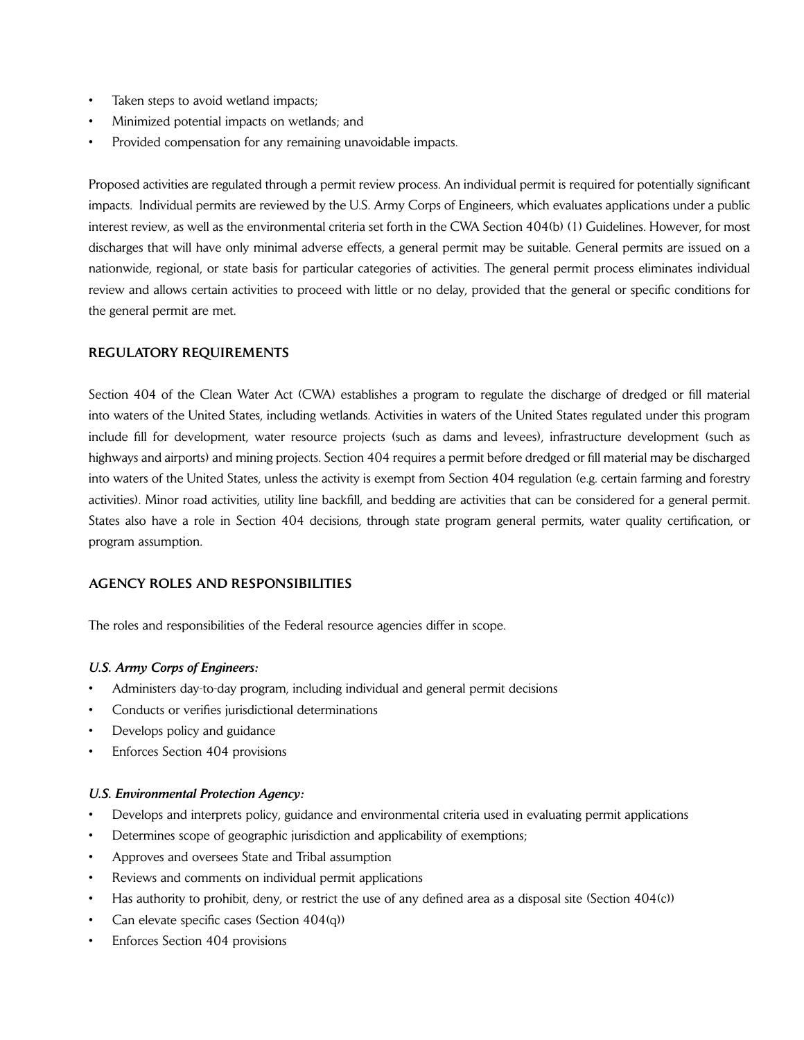- Taken steps to avoid wetland impacts;
- Minimized potential impacts on wetlands; and
- Provided compensation for any remaining unavoidable impacts.

Proposed activities are regulated through a permit review process. An individual permit is required for potentially significant impacts. Individual permits are reviewed by the U.S. Army Corps of Engineers, which evaluates applications under a public interest review, as well as the environmental criteria set forth in the CWA Section 404(b) (1) Guidelines. However, for most discharges that will have only minimal adverse effects, a general permit may be suitable. General permits are issued on a nationwide, regional, or state basis for particular categories of activities. The general permit process eliminates individual review and allows certain activities to proceed with little or no delay, provided that the general or specific conditions for the general permit are met.

## REGULATORY REQUIREMENTS

Section 404 of the Clean Water Act (CWA) establishes a program to regulate the discharge of dredged or fill material into waters of the United States, including wetlands. Activities in waters of the United States regulated under this program include fill for development, water resource projects (such as dams and levees), infrastructure development (such as highways and airports) and mining projects. Section 404 requires a permit before dredged or fill material may be discharged into waters of the United States, unless the activity is exempt from Section 404 regulation (e.g. certain farming and forestry activities). Minor road activities, utility line backfill, and bedding are activities that can be considered for a general permit. States also have a role in Section 404 decisions, through state program general permits, water quality certification, or program assumption.

## AGENCY ROLES AND RESPONSIBILITIES

The roles and responsibilities of the Federal resource agencies differ in scope.

***U.S. Army Corps of Engineers:***

- Administers day-to-day program, including individual and general permit decisions
- Conducts or verifies jurisdictional determinations
- Develops policy and guidance
- Enforces Section 404 provisions

***U.S. Environmental Protection Agency:***

- Develops and interprets policy, guidance and environmental criteria used in evaluating permit applications
- Determines scope of geographic jurisdiction and applicability of exemptions;
- Approves and oversees State and Tribal assumption
- Reviews and comments on individual permit applications
- Has authority to prohibit, deny, or restrict the use of any defined area as a disposal site (Section 404(c))
- Can elevate specific cases (Section 404(q))
- Enforces Section 404 provisions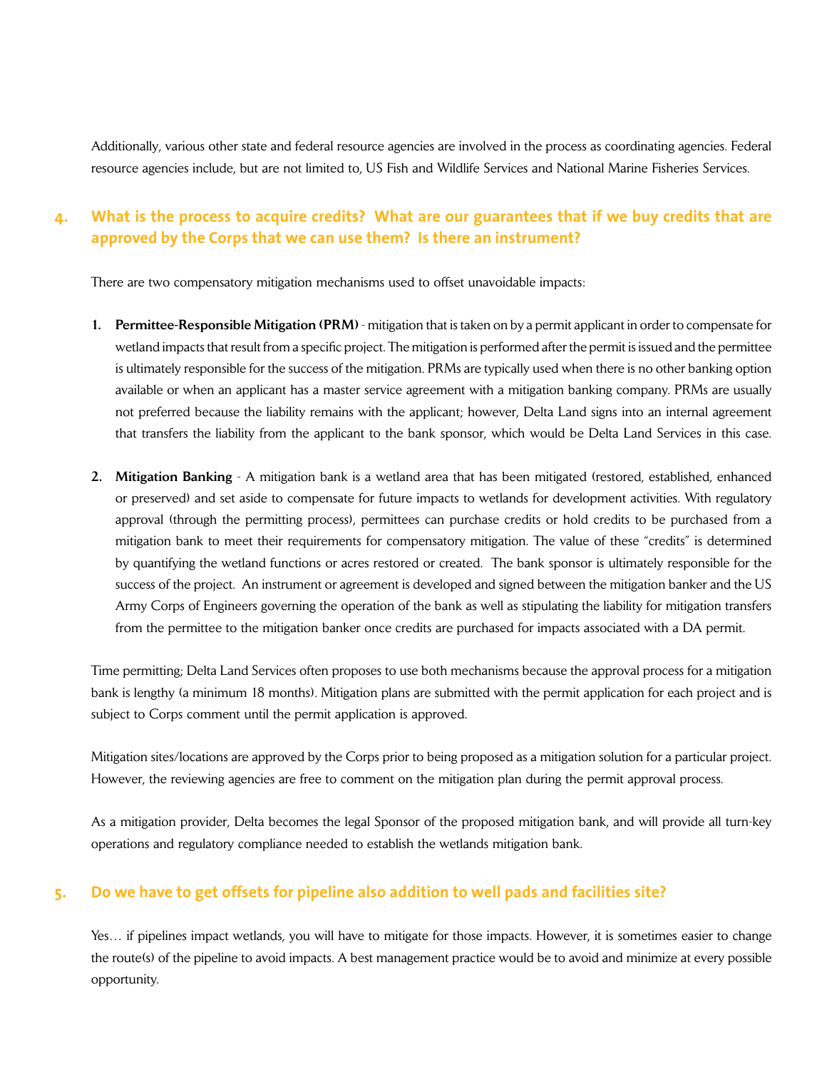Additionally, various other state and federal resource agencies are involved in the process as coordinating agencies. Federal resource agencies include, but are not limited to, US Fish and Wildlife Services and National Marine Fisheries Services.

## 4. What is the process to acquire credits? What are our guarantees that if we buy credits that are approved by the Corps that we can use them? Is there an instrument?

There are two compensatory mitigation mechanisms used to offset unavoidable impacts:

1. **Permittee-Responsible Mitigation (PRM)** - mitigation that is taken on by a permit applicant in order to compensate for wetland impacts that result from a specific project. The mitigation is performed after the permit is issued and the permittee is ultimately responsible for the success of the mitigation. PRMs are typically used when there is no other banking option available or when an applicant has a master service agreement with a mitigation banking company. PRMs are usually not preferred because the liability remains with the applicant; however, Delta Land signs into an internal agreement that transfers the liability from the applicant to the bank sponsor, which would be Delta Land Services in this case.

2. **Mitigation Banking** - A mitigation bank is a wetland area that has been mitigated (restored, established, enhanced or preserved) and set aside to compensate for future impacts to wetlands for development activities. With regulatory approval (through the permitting process), permittees can purchase credits or hold credits to be purchased from a mitigation bank to meet their requirements for compensatory mitigation. The value of these "credits" is determined by quantifying the wetland functions or acres restored or created. The bank sponsor is ultimately responsible for the success of the project. An instrument or agreement is developed and signed between the mitigation banker and the US Army Corps of Engineers governing the operation of the bank as well as stipulating the liability for mitigation transfers from the permittee to the mitigation banker once credits are purchased for impacts associated with a DA permit.

Time permitting; Delta Land Services often proposes to use both mechanisms because the approval process for a mitigation bank is lengthy (a minimum 18 months). Mitigation plans are submitted with the permit application for each project and is subject to Corps comment until the permit application is approved.

Mitigation sites/locations are approved by the Corps prior to being proposed as a mitigation solution for a particular project. However, the reviewing agencies are free to comment on the mitigation plan during the permit approval process.

As a mitigation provider, Delta becomes the legal Sponsor of the proposed mitigation bank, and will provide all turn-key operations and regulatory compliance needed to establish the wetlands mitigation bank.

## 5. Do we have to get offsets for pipeline also addition to well pads and facilities site?

Yes… if pipelines impact wetlands, you will have to mitigate for those impacts. However, it is sometimes easier to change the route(s) of the pipeline to avoid impacts. A best management practice would be to avoid and minimize at every possible opportunity.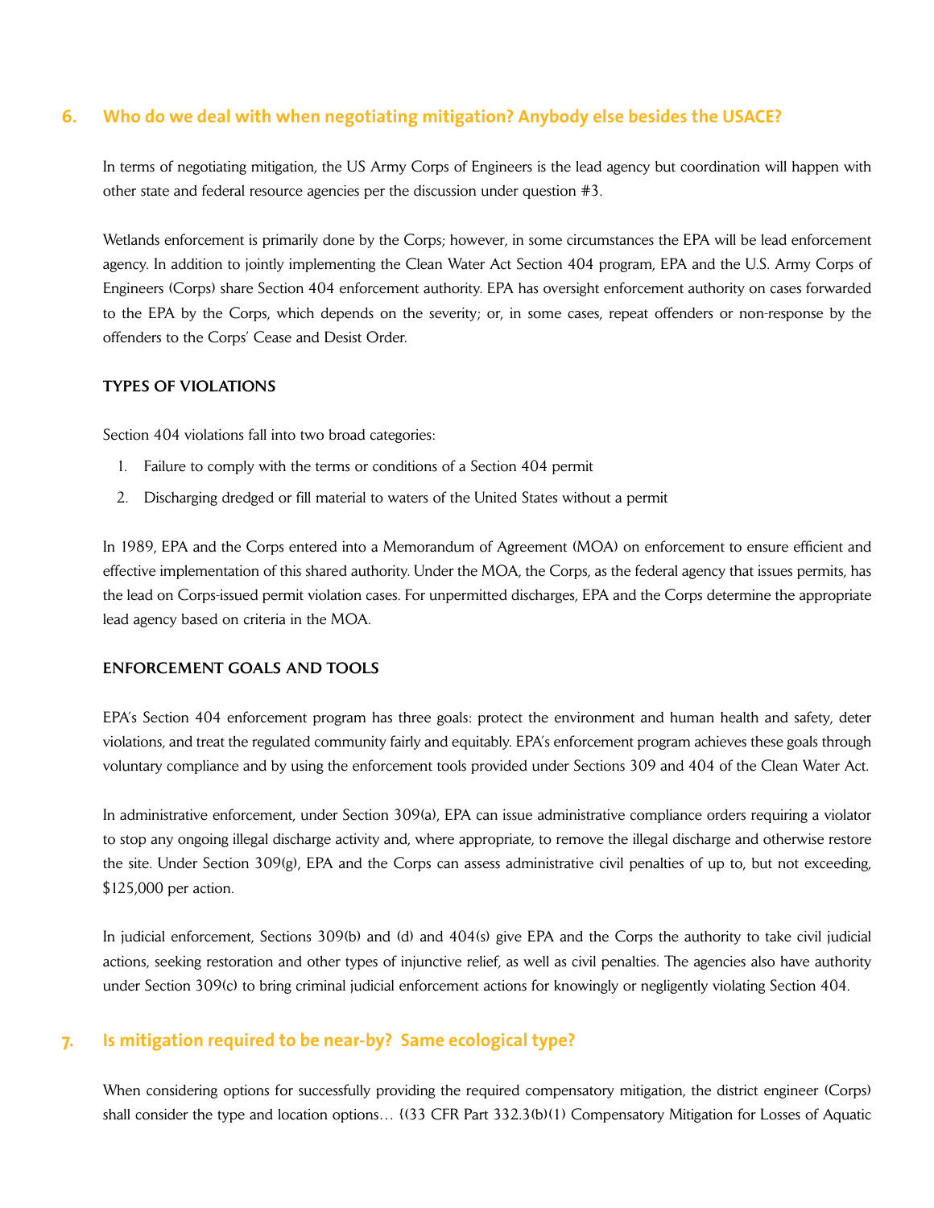## 6. Who do we deal with when negotiating mitigation? Anybody else besides the USACE?

In terms of negotiating mitigation, the US Army Corps of Engineers is the lead agency but coordination will happen with other state and federal resource agencies per the discussion under question #3.

Wetlands enforcement is primarily done by the Corps; however, in some circumstances the EPA will be lead enforcement agency. In addition to jointly implementing the Clean Water Act Section 404 program, EPA and the U.S. Army Corps of Engineers (Corps) share Section 404 enforcement authority. EPA has oversight enforcement authority on cases forwarded to the EPA by the Corps, which depends on the severity; or, in some cases, repeat offenders or non-response by the offenders to the Corps' Cease and Desist Order.

### TYPES OF VIOLATIONS

Section 404 violations fall into two broad categories:

1. Failure to comply with the terms or conditions of a Section 404 permit
2. Discharging dredged or fill material to waters of the United States without a permit

In 1989, EPA and the Corps entered into a Memorandum of Agreement (MOA) on enforcement to ensure efficient and effective implementation of this shared authority. Under the MOA, the Corps, as the federal agency that issues permits, has the lead on Corps-issued permit violation cases. For unpermitted discharges, EPA and the Corps determine the appropriate lead agency based on criteria in the MOA.

### ENFORCEMENT GOALS AND TOOLS

EPA's Section 404 enforcement program has three goals: protect the environment and human health and safety, deter violations, and treat the regulated community fairly and equitably. EPA's enforcement program achieves these goals through voluntary compliance and by using the enforcement tools provided under Sections 309 and 404 of the Clean Water Act.

In administrative enforcement, under Section 309(a), EPA can issue administrative compliance orders requiring a violator to stop any ongoing illegal discharge activity and, where appropriate, to remove the illegal discharge and otherwise restore the site. Under Section 309(g), EPA and the Corps can assess administrative civil penalties of up to, but not exceeding, $125,000 per action.

In judicial enforcement, Sections 309(b) and (d) and 404(s) give EPA and the Corps the authority to take civil judicial actions, seeking restoration and other types of injunctive relief, as well as civil penalties. The agencies also have authority under Section 309(c) to bring criminal judicial enforcement actions for knowingly or negligently violating Section 404.

## 7. Is mitigation required to be near-by? Same ecological type?

When considering options for successfully providing the required compensatory mitigation, the district engineer (Corps) shall consider the type and location options… {(33 CFR Part 332.3(b)(1) Compensatory Mitigation for Losses of Aquatic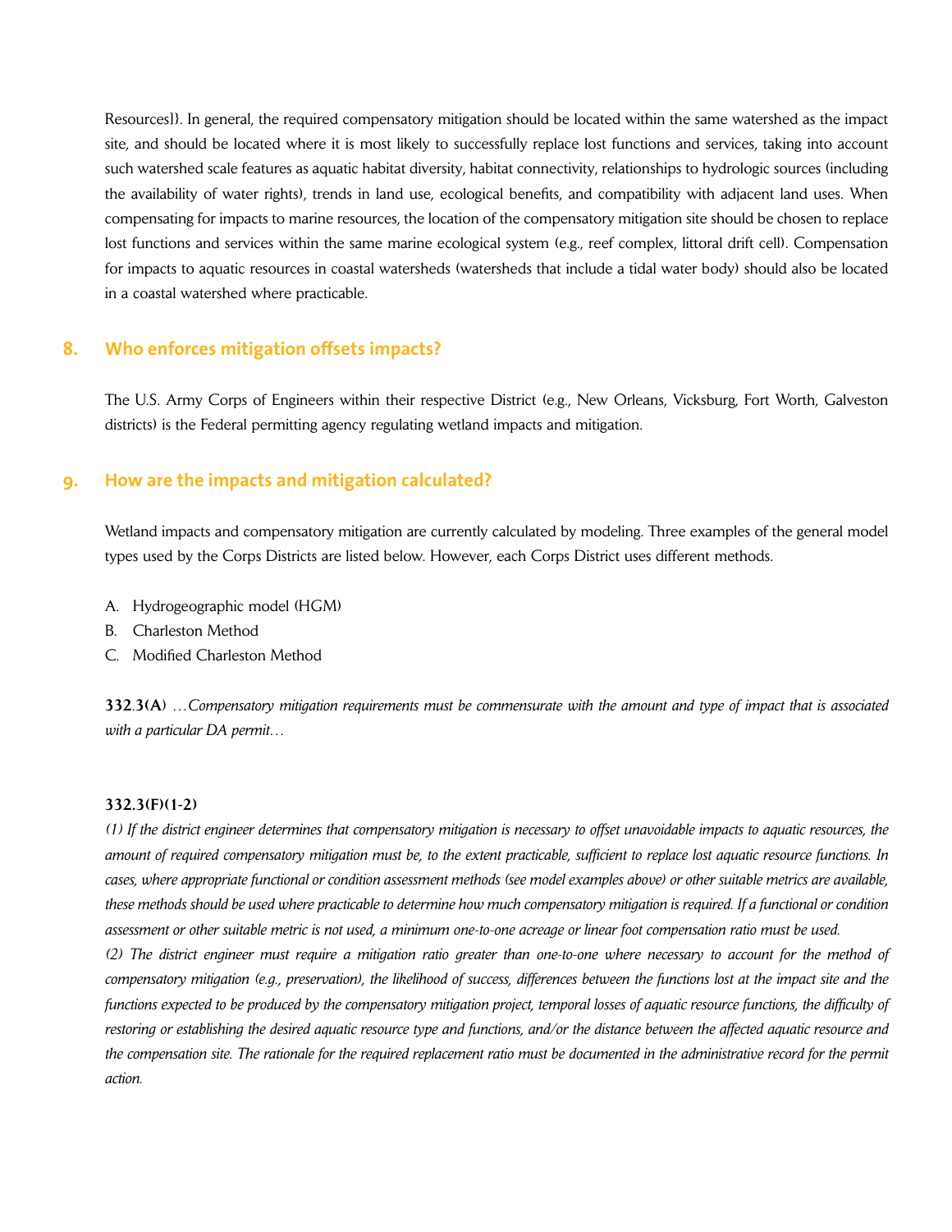Resources]). In general, the required compensatory mitigation should be located within the same watershed as the impact site, and should be located where it is most likely to successfully replace lost functions and services, taking into account such watershed scale features as aquatic habitat diversity, habitat connectivity, relationships to hydrologic sources (including the availability of water rights), trends in land use, ecological benefits, and compatibility with adjacent land uses. When compensating for impacts to marine resources, the location of the compensatory mitigation site should be chosen to replace lost functions and services within the same marine ecological system (e.g., reef complex, littoral drift cell). Compensation for impacts to aquatic resources in coastal watersheds (watersheds that include a tidal water body) should also be located in a coastal watershed where practicable.

## 8. Who enforces mitigation offsets impacts?

The U.S. Army Corps of Engineers within their respective District (e.g., New Orleans, Vicksburg, Fort Worth, Galveston districts) is the Federal permitting agency regulating wetland impacts and mitigation.

## 9. How are the impacts and mitigation calculated?

Wetland impacts and compensatory mitigation are currently calculated by modeling. Three examples of the general model types used by the Corps Districts are listed below. However, each Corps District uses different methods.

A. Hydrogeographic model (HGM)
B. Charleston Method
C. Modified Charleston Method

**332.3(A)** *…Compensatory mitigation requirements must be commensurate with the amount and type of impact that is associated with a particular DA permit…*

**332.3(F)(1-2)**

*(1) If the district engineer determines that compensatory mitigation is necessary to offset unavoidable impacts to aquatic resources, the amount of required compensatory mitigation must be, to the extent practicable, sufficient to replace lost aquatic resource functions. In cases, where appropriate functional or condition assessment methods (see model examples above) or other suitable metrics are available, these methods should be used where practicable to determine how much compensatory mitigation is required. If a functional or condition assessment or other suitable metric is not used, a minimum one-to-one acreage or linear foot compensation ratio must be used.*

*(2) The district engineer must require a mitigation ratio greater than one-to-one where necessary to account for the method of compensatory mitigation (e.g., preservation), the likelihood of success, differences between the functions lost at the impact site and the functions expected to be produced by the compensatory mitigation project, temporal losses of aquatic resource functions, the difficulty of restoring or establishing the desired aquatic resource type and functions, and/or the distance between the affected aquatic resource and the compensation site. The rationale for the required replacement ratio must be documented in the administrative record for the permit action.*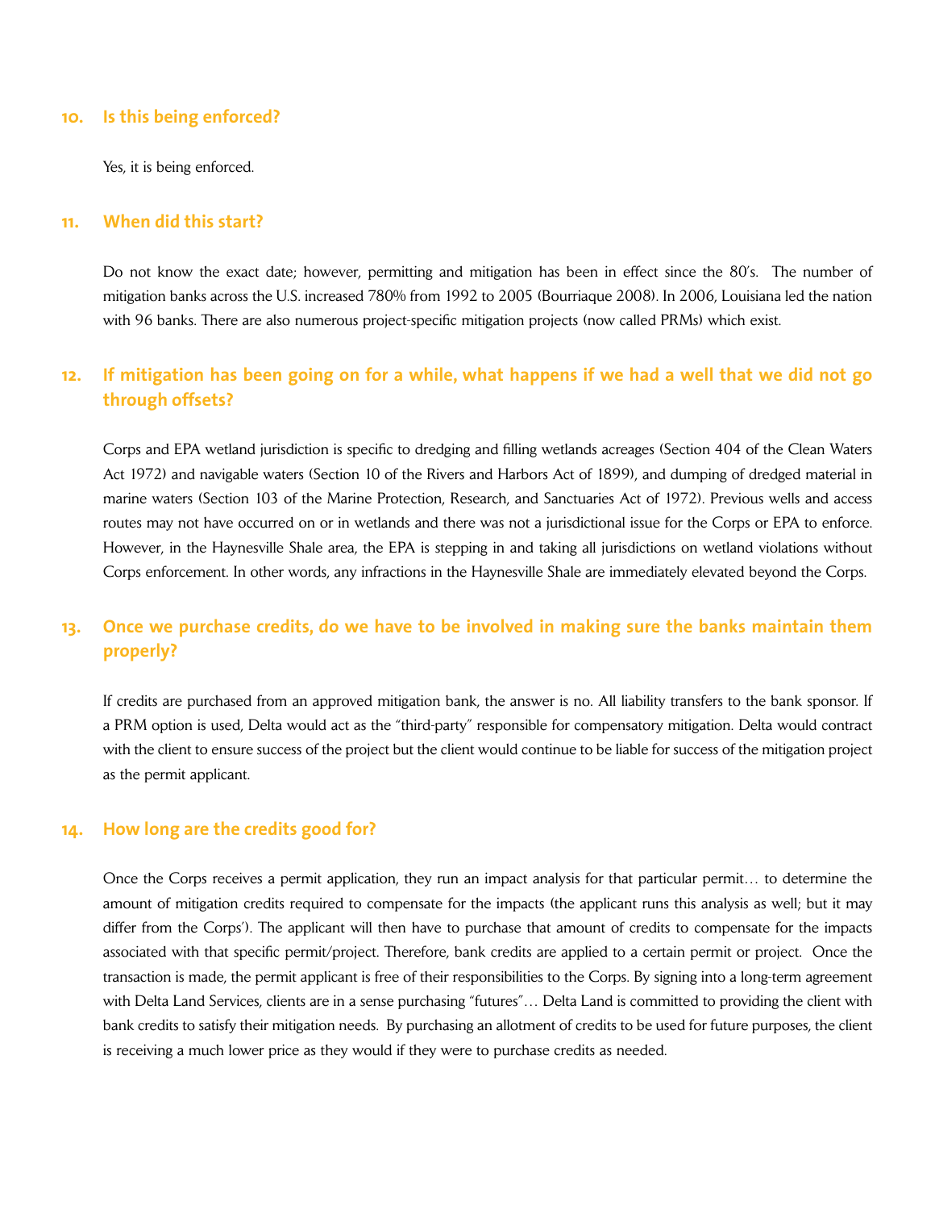## 10. Is this being enforced?

Yes, it is being enforced.

## 11. When did this start?

Do not know the exact date; however, permitting and mitigation has been in effect since the 80's. The number of mitigation banks across the U.S. increased 780% from 1992 to 2005 (Bourriaque 2008). In 2006, Louisiana led the nation with 96 banks. There are also numerous project-specific mitigation projects (now called PRMs) which exist.

## 12. If mitigation has been going on for a while, what happens if we had a well that we did not go through offsets?

Corps and EPA wetland jurisdiction is specific to dredging and filling wetlands acreages (Section 404 of the Clean Waters Act 1972) and navigable waters (Section 10 of the Rivers and Harbors Act of 1899), and dumping of dredged material in marine waters (Section 103 of the Marine Protection, Research, and Sanctuaries Act of 1972). Previous wells and access routes may not have occurred on or in wetlands and there was not a jurisdictional issue for the Corps or EPA to enforce. However, in the Haynesville Shale area, the EPA is stepping in and taking all jurisdictions on wetland violations without Corps enforcement. In other words, any infractions in the Haynesville Shale are immediately elevated beyond the Corps.

## 13. Once we purchase credits, do we have to be involved in making sure the banks maintain them properly?

If credits are purchased from an approved mitigation bank, the answer is no. All liability transfers to the bank sponsor. If a PRM option is used, Delta would act as the "third-party" responsible for compensatory mitigation. Delta would contract with the client to ensure success of the project but the client would continue to be liable for success of the mitigation project as the permit applicant.

## 14. How long are the credits good for?

Once the Corps receives a permit application, they run an impact analysis for that particular permit… to determine the amount of mitigation credits required to compensate for the impacts (the applicant runs this analysis as well; but it may differ from the Corps'). The applicant will then have to purchase that amount of credits to compensate for the impacts associated with that specific permit/project. Therefore, bank credits are applied to a certain permit or project. Once the transaction is made, the permit applicant is free of their responsibilities to the Corps. By signing into a long-term agreement with Delta Land Services, clients are in a sense purchasing "futures"… Delta Land is committed to providing the client with bank credits to satisfy their mitigation needs. By purchasing an allotment of credits to be used for future purposes, the client is receiving a much lower price as they would if they were to purchase credits as needed.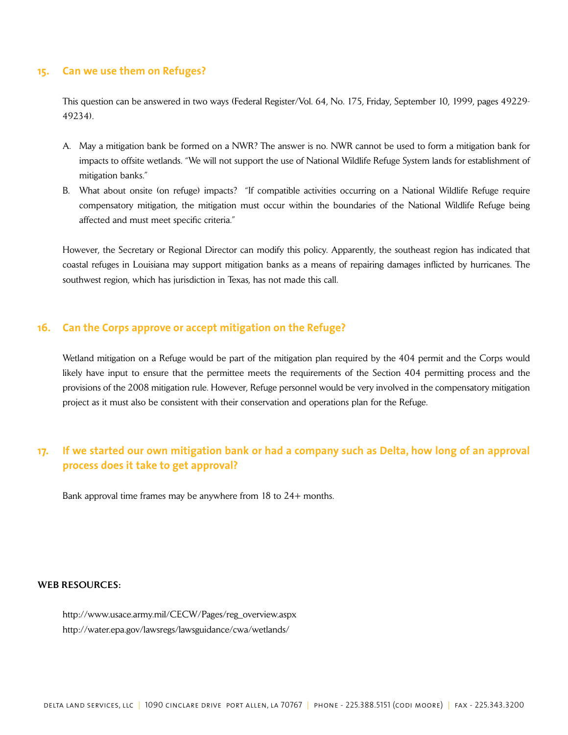## 15. Can we use them on Refuges?

This question can be answered in two ways (Federal Register/Vol. 64, No. 175, Friday, September 10, 1999, pages 49229-49234).

A. May a mitigation bank be formed on a NWR? The answer is no. NWR cannot be used to form a mitigation bank for impacts to offsite wetlands. "We will not support the use of National Wildlife Refuge System lands for establishment of mitigation banks."

B. What about onsite (on refuge) impacts? "If compatible activities occurring on a National Wildlife Refuge require compensatory mitigation, the mitigation must occur within the boundaries of the National Wildlife Refuge being affected and must meet specific criteria."

However, the Secretary or Regional Director can modify this policy. Apparently, the southeast region has indicated that coastal refuges in Louisiana may support mitigation banks as a means of repairing damages inflicted by hurricanes. The southwest region, which has jurisdiction in Texas, has not made this call.

## 16. Can the Corps approve or accept mitigation on the Refuge?

Wetland mitigation on a Refuge would be part of the mitigation plan required by the 404 permit and the Corps would likely have input to ensure that the permittee meets the requirements of the Section 404 permitting process and the provisions of the 2008 mitigation rule. However, Refuge personnel would be very involved in the compensatory mitigation project as it must also be consistent with their conservation and operations plan for the Refuge.

## 17. If we started our own mitigation bank or had a company such as Delta, how long of an approval process does it take to get approval?

Bank approval time frames may be anywhere from 18 to 24+ months.

**WEB RESOURCES:**

http://www.usace.army.mil/CECW/Pages/reg_overview.aspx
http://water.epa.gov/lawsregs/lawsguidance/cwa/wetlands/

DELTA LAND SERVICES, LLC | 1090 CINCLARE DRIVE PORT ALLEN, LA 70767 | PHONE - 225.388.5151 (CODI MOORE) | FAX - 225.343.3200